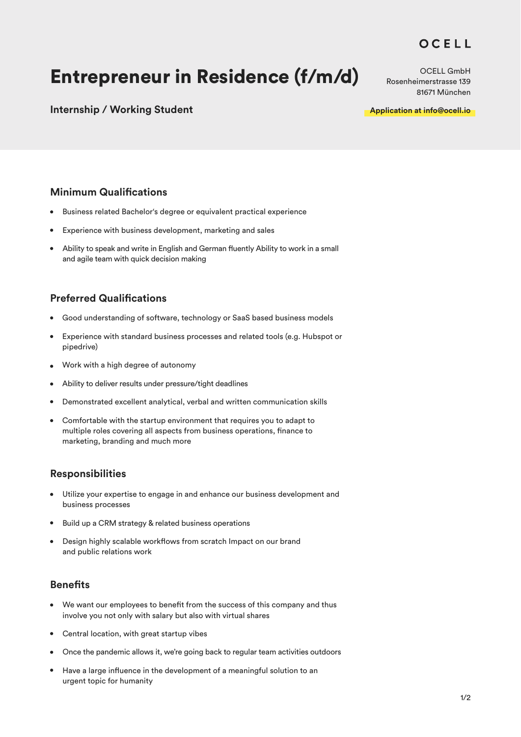OCELL

# Entrepreneur in Residence (f/m/d)

### Internship / Working Student

OCELL GmbH
Rosenheimerstrasse 139
81671 München

**Application at info@ocell.io**

## Minimum Qualifications

- Business related Bachelor's degree or equivalent practical experience
- Experience with business development, marketing and sales
- Ability to speak and write in English and German fluently Ability to work in a small and agile team with quick decision making

## Preferred Qualifications

- Good understanding of software, technology or SaaS based business models
- Experience with standard business processes and related tools (e.g. Hubspot or pipedrive)
- Work with a high degree of autonomy
- Ability to deliver results under pressure/tight deadlines
- Demonstrated excellent analytical, verbal and written communication skills
- Comfortable with the startup environment that requires you to adapt to multiple roles covering all aspects from business operations, finance to marketing, branding and much more

## Responsibilities

- Utilize your expertise to engage in and enhance our business development and business processes
- Build up a CRM strategy & related business operations
- Design highly scalable workflows from scratch Impact on our brand and public relations work

## Benefits

- We want our employees to benefit from the success of this company and thus involve you not only with salary but also with virtual shares
- Central location, with great startup vibes
- Once the pandemic allows it, we're going back to regular team activities outdoors
- Have a large influence in the development of a meaningful solution to an urgent topic for humanity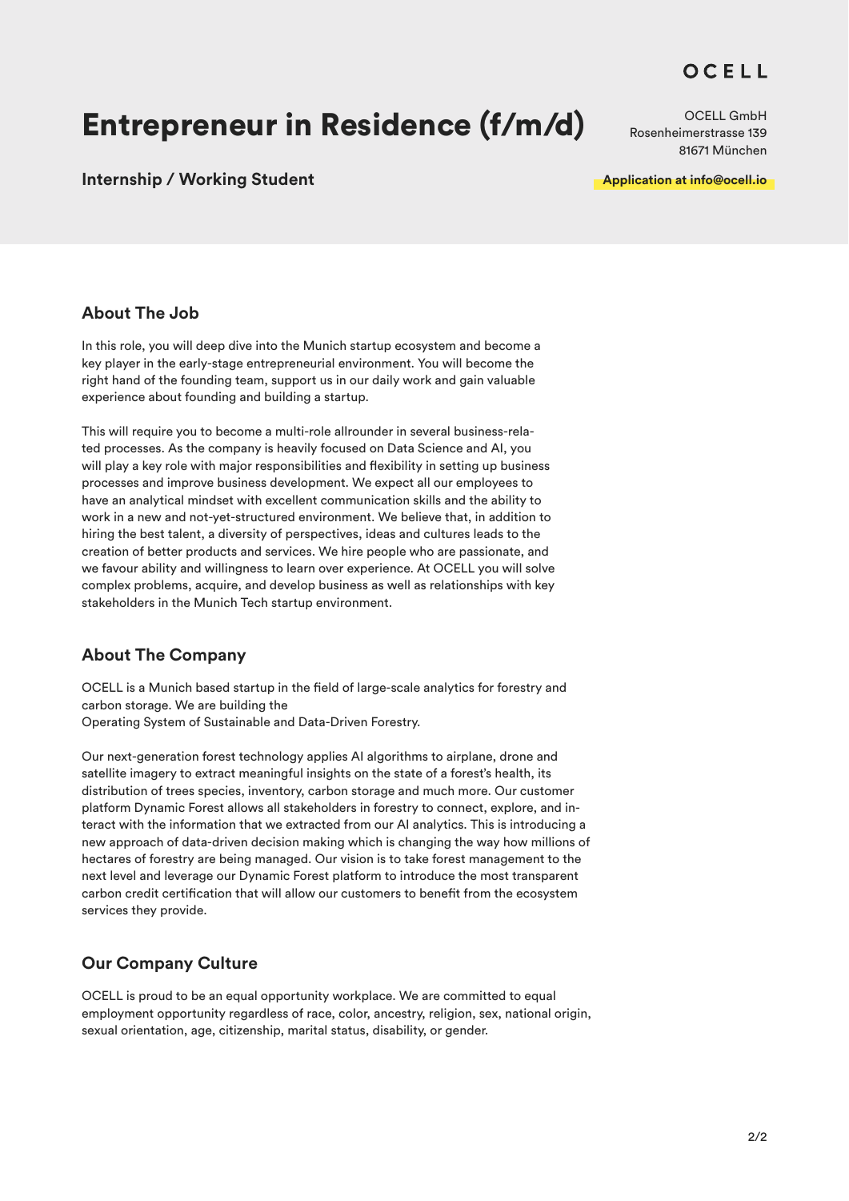OCELL

# Entrepreneur in Residence (f/m/d)

**Internship / Working Student**

OCELL GmbH
Rosenheimerstrasse 139
81671 München

**Application at info@ocell.io**

## About The Job

In this role, you will deep dive into the Munich startup ecosystem and become a key player in the early-stage entrepreneurial environment. You will become the right hand of the founding team, support us in our daily work and gain valuable experience about founding and building a startup.

This will require you to become a multi-role allrounder in several business-related processes. As the company is heavily focused on Data Science and AI, you will play a key role with major responsibilities and flexibility in setting up business processes and improve business development. We expect all our employees to have an analytical mindset with excellent communication skills and the ability to work in a new and not-yet-structured environment. We believe that, in addition to hiring the best talent, a diversity of perspectives, ideas and cultures leads to the creation of better products and services. We hire people who are passionate, and we favour ability and willingness to learn over experience. At OCELL you will solve complex problems, acquire, and develop business as well as relationships with key stakeholders in the Munich Tech startup environment.

## About The Company

OCELL is a Munich based startup in the field of large-scale analytics for forestry and carbon storage. We are building the
Operating System of Sustainable and Data-Driven Forestry.

Our next-generation forest technology applies AI algorithms to airplane, drone and satellite imagery to extract meaningful insights on the state of a forest's health, its distribution of trees species, inventory, carbon storage and much more. Our customer platform Dynamic Forest allows all stakeholders in forestry to connect, explore, and interact with the information that we extracted from our AI analytics. This is introducing a new approach of data-driven decision making which is changing the way how millions of hectares of forestry are being managed. Our vision is to take forest management to the next level and leverage our Dynamic Forest platform to introduce the most transparent carbon credit certification that will allow our customers to benefit from the ecosystem services they provide.

## Our Company Culture

OCELL is proud to be an equal opportunity workplace. We are committed to equal employment opportunity regardless of race, color, ancestry, religion, sex, national origin, sexual orientation, age, citizenship, marital status, disability, or gender.